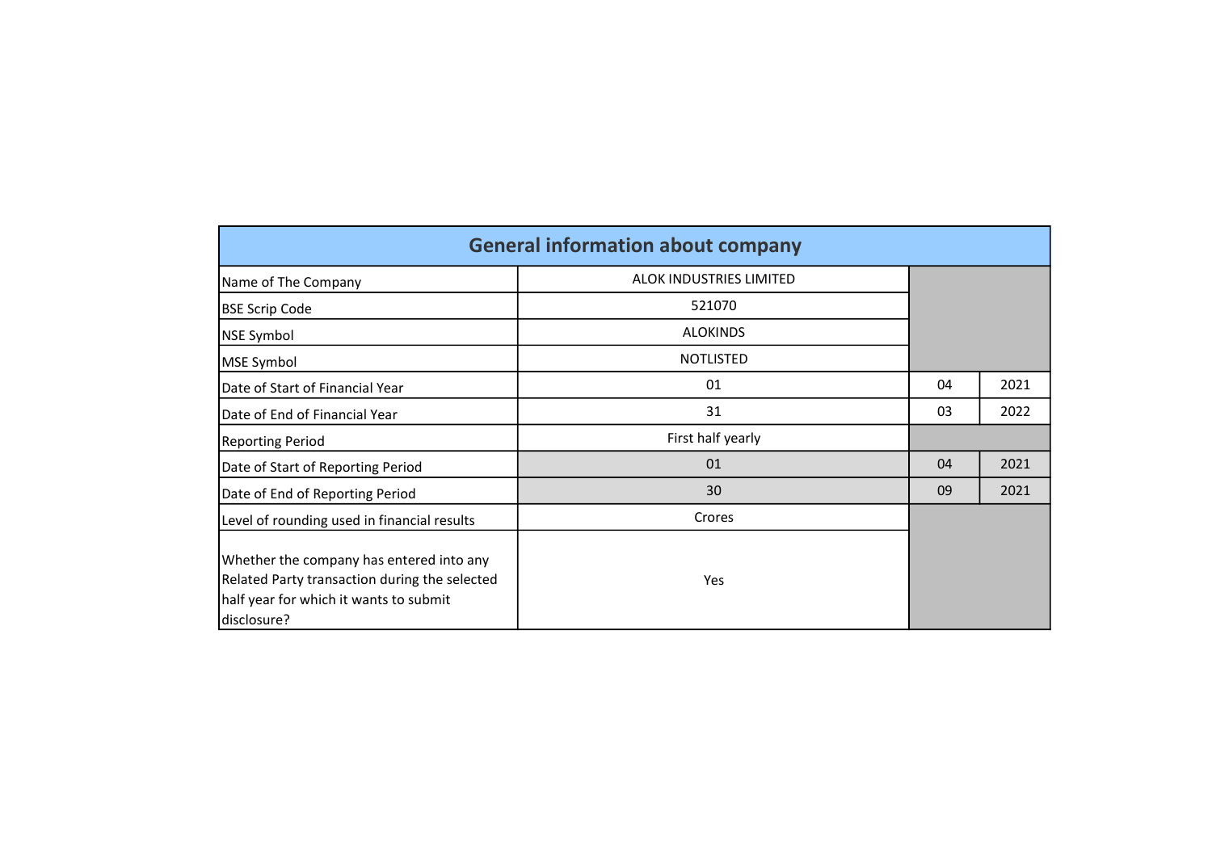# General information about company

| | | | |
|---|---|---|---|
| Name of The Company | ALOK INDUSTRIES LIMITED | | |
| BSE Scrip Code | 521070 | | |
| NSE Symbol | ALOKINDS | | |
| MSE Symbol | NOTLISTED | | |
| Date of Start of Financial Year | 01 | 04 | 2021 |
| Date of End of Financial Year | 31 | 03 | 2022 |
| Reporting Period | First half yearly | | |
| Date of Start of Reporting Period | 01 | 04 | 2021 |
| Date of End of Reporting Period | 30 | 09 | 2021 |
| Level of rounding used in financial results | Crores | | |
| Whether the company has entered into any Related Party transaction during the selected half year for which it wants to submit disclosure? | Yes | | |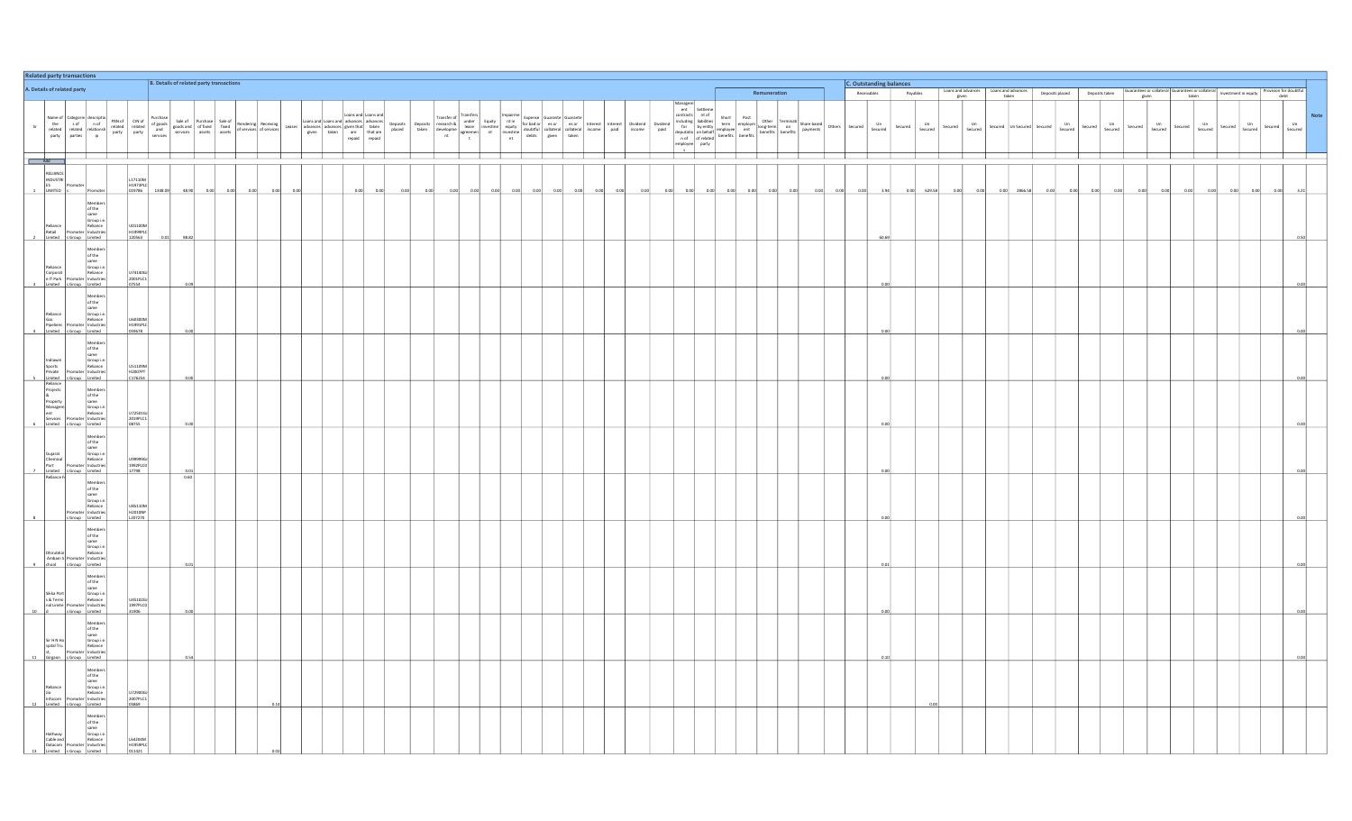## Related party transactions

| A. Details of related party | | | | | | B. Details of related party transactions | | | | | | | | | | | | | | | | | | | | | | | | | | Remuneration | | | | | | C. Outstanding balances | | | | | | | | | | | | | | | | | | | | |
|---|---|---|---|---|---|---|---|---|---|---|---|---|---|---|---|---|---|---|---|---|---|---|---|---|---|---|---|---|---|---|---|---|---|---|---|---|---|---|---|---|---|---|---|---|---|---|---|---|---|---|---|---|---|---|---|---|---|---|
| Sr | Name of the related party | Categories of related parties | Description of relationship | PAN of related party | CIN of related party | Purchase of goods and services | Sale of goods and services | Purchase of fixed assets | Sale of fixed assets | Rendering of services | Receiving of services | Leases | Loans and advances given | Loans and advances taken | Loans and advances given that are repaid | Loans and advances taken that are repaid | Deposits placed | Deposits taken | Transfer of research & development | Transfers under lease agreement | Equity investment | Impairment in equity investment | Expense for bad or doubtful debts | Guarantees or collateral given | Guarantees or collateral taken | Interest income | Interest paid | Dividend income | Dividend paid | Management contracts including for deputation of employees | Settlement of liabilities by entity on behalf of related party | Short term employee benefits | Post employment benefits | Other long-term benefits | Termination benefits | Share based payments | Others | Receivables | | Payables | | Loans and advances given | | Loans and advances taken | | Deposits placed | | Deposits taken | | Guarantees or collateral given | | Guarantees or collateral taken | | Investment in equity | | Provision for doubtful debt | | Note |
| | | | | | | | | | | | | | | | | | | | | | | | | | | | | | | | | | | | | | | Secured | Unsecured | Secured | Unsecured | Secured | Unsecured | Secured | Unsecured | Secured | Unsecured | Secured | Unsecured | Secured | Unsecured | Secured | Unsecured | Secured | Unsecured | Secured | Unsecured | |
| Total | | | | | | | | | | | | | | | | | | | | | | | | | | | | | | | | | | | | | | | | | | | | | | | | | | | | | | | | | | |
| 1 | RELIANCE INDUSTRIES LIMITED | Promoter | Promoter | | L17110MH1973PLC019786 | 1348.09 | 48.90 | 0.00 | 0.00 | 0.00 | 0.00 | 0.00 | | | 0.00 | 0.00 | 0.00 | 0.00 | 0.00 | 0.00 | 0.00 | 0.00 | 0.00 | 0.00 | 0.00 | 0.00 | 0.00 | 0.00 | 0.00 | 0.00 | 0.00 | 0.00 | 0.00 | 0.00 | 0.00 | 0.00 | 0.00 | 0.00 | 3.94 | 0.00 | 629.58 | 0.00 | 0.00 | 0.00 | 2866.58 | 0.00 | 0.00 | 0.00 | 0.00 | 0.00 | 0.00 | 0.00 | 0.00 | 0.00 | 0.00 | 0.00 | 3.21 | |
| 2 | Reliance Retail Limited | Promoter Group | Members of the same Group i.e. Reliance Industries Limited | | U01100MH1999PLC120563 | 0.01 | 98.82 | | | | | | | | | | | | | | | | | | | | | | | | | | | | | | | | 60.69 | | | | | | | | | | | | | | | | | | 0.50 | |
| 3 | Reliance Corporate IT Park Limited | Promoter Group | Members of the same Group i.e. Reliance Industries Limited | | U74140GJ2003PLC107554 | | 0.09 | | | | | | | | | | | | | | | | | | | | | | | | | | | | | | | | 0.00 | | | | | | | | | | | | | | | | | | 0.00 | |
| 4 | Reliance Gas Pipelines Limited | Promoter Group | Members of the same Group i.e. Reliance Industries Limited | | U40300MH1993PLC059678 | | 0.00 | | | | | | | | | | | | | | | | | | | | | | | | | | | | | | | | 0.00 | | | | | | | | | | | | | | | | | | 0.00 | |
| 5 | Indiawin Sports Private Limited | Promoter Group | Members of the same Group i.e. Reliance Industries Limited | | U51109MH2007PTC176250 | | 0.00 | | | | | | | | | | | | | | | | | | | | | | | | | | | | | | | | 0.00 | | | | | | | | | | | | | | | | | | 0.00 | |
| 6 | Reliance Projects & Property Management Services Limited | Promoter Group | Members of the same Group i.e. Reliance Industries Limited | | U72501GJ2019PLC108755 | | 0.00 | | | | | | | | | | | | | | | | | | | | | | | | | | | | | | | | 0.00 | | | | | | | | | | | | | | | | | | 0.00 | |
| 7 | Gujarat Chemical Port Limited | Promoter Group | Members of the same Group i.e. Reliance Industries Limited | | U99999GJ1992PLC017798 | | 0.01 | | | | | | | | | | | | | | | | | | | | | | | | | | | | | | | | 0.00 | | | | | | | | | | | | | | | | | | 0.00 | |
| 8 | Reliance N | Promoter Group | Members of the same Group i.e. Reliance Industries Limited | | U85110MH2010NPL207270 | | 0.60 | | | | | | | | | | | | | | | | | | | | | | | | | | | | | | | | 0.00 | | | | | | | | | | | | | | | | | | 0.00 | |
| 9 | Dhirubhai Ambani School | Promoter Group | Members of the same Group i.e. Reliance Industries Limited | | | | 0.01 | | | | | | | | | | | | | | | | | | | | | | | | | | | | | | | | 0.01 | | | | | | | | | | | | | | | | | | 0.00 | |
| 10 | Sikka Ports & Terminals Limited | Promoter Group | Members of the same Group i.e. Reliance Industries Limited | | U45102GJ1997PLC031906 | | 0.00 | | | | | | | | | | | | | | | | | | | | | | | | | | | | | | | | 0.00 | | | | | | | | | | | | | | | | | | 0.00 | |
| 11 | Sir H N Hospital Trust, Girgaon | Promoter Group | Members of the same Group i.e. Reliance Industries Limited | | | | 0.54 | | | | | | | | | | | | | | | | | | | | | | | | | | | | | | | | 0.10 | | | | | | | | | | | | | | | | | | 0.00 | |
| 12 | Reliance Jio Infocomm Limited | Promoter Group | Members of the same Group i.e. Reliance Industries Limited | | U72900GJ2007PLC105869 | | | | | | 0.14 | | | | | | | | | | | | | | | | | | | | | | | | | | | | | | 0.00 | | | | | | | | | | | | | | | | | |
| 13 | Hathway Cable and Datacom Limited | Promoter Group | Members of the same Group i.e. Reliance Industries Limited | | L64204MH1959PLC011421 | | | | | | 0.02 | | | | | | | | | | | | | | | | | | | | | | | | | | | | | | | | | | | | | | | | | | | | | | | |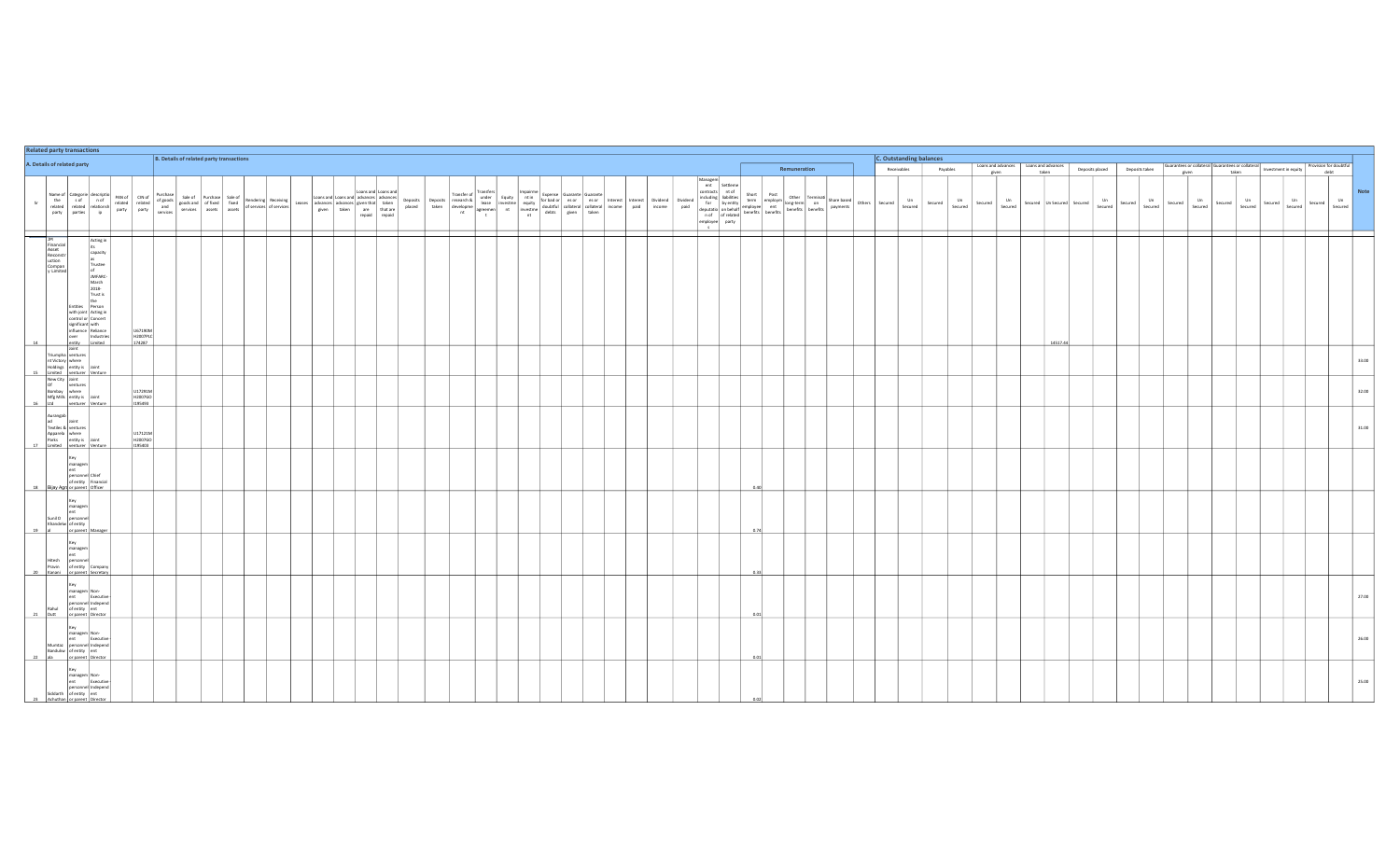## Related party transactions

| A. Details of related party | | | | | | B. Details of related party transactions | | | | | | | | | | | | | | | | | | | | | | | | | | | | | | | | C. Outstanding balances | | | | | | | | | | | | | | | | | | | | Note |
|---|---|---|---|---|---|---|---|---|---|---|---|---|---|---|---|---|---|---|---|---|---|---|---|---|---|---|---|---|---|---|---|---|---|---|---|---|---|---|---|---|---|---|---|---|---|---|---|---|---|---|---|---|---|---|---|---|---|---|
| | | | | | | | | | | | | | | | | | | | | | | | | | | | | | | | | Remuneration | | | | | | Receivables | | Payables | | Loans and advances given | | Loans and advances taken | | Deposits placed | | Deposits taken | | Guarantees or collateral given | | Guarantees or collateral taken | | Investment in equity | | Provision for doubtful debt | | |
| Sr | Name of the related party | Categories of related parties | description of relationship | PAN of related party | CIN of related party | Purchase of goods and services | Sale of goods and services | Purchase of fixed assets | Sale of fixed assets | Rendering of services | Receiving of services | Leases | Loans and advances given | Loans and advances taken | Loans and advances given that are repaid | Loans and advances taken that are repaid | Deposits placed | Deposits taken | Transfer of research & development | Transfers under lease agreement | Equity investment | Impairment in equity investment | Expense for bad or doubtful debts | Guarantees or collateral given | Guarantees or collateral taken | Interest income | Interest paid | Dividend income | Dividend paid | Management contracts including for deputation of employee | Settlement of liabilities by entity on behalf of related party | Short term employee benefits | Post employment benefits | Other long term benefits | Termination benefits | Share based payments | Others | Secured | Un Secured | Secured | Un Secured | Secured | Un Secured | Secured | Un Secured | Secured | Un Secured | Secured | Un Secured | Secured | Un Secured | Secured | Un Secured | Secured | Un Secured | Secured | Un Secured | Note |
| 14 | JM Financial Asset Reconstruction Company Limited | Entities with joint control or significant influence over entity | Acting in its capacity as Trustee of JMFARC-March 2018-Trust II, the Person Acting in Concert with Reliance Industries Limited | | U67190MH2007PLC174287 | | | | | | | | | | | | | | | | | | | | | | | | | | | | | | | | | | | | | | | | 14517.44 | | | | | | | | | | | | | |
| 15 | Triumphant Victory Holdings Limited | Joint ventures where entity is joint venturer | Joint Venture | | | | | | | | | | | | | | | | | | | | | | | | | | | | | | | | | | | | | | | | | | | | | | | | | | | | | | | 33.00 |
| 16 | New City of Bombay Mfg Mills Ltd | Joint ventures where entity is joint venturer | Joint Venture | | U17291MH2007PLC195493 | | | | | | | | | | | | | | | | | | | | | | | | | | | | | | | | | | | | | | | | | | | | | | | | | | | | | 32.00 |
| 17 | Aurangabad Textiles & Apparels Parks Limited | Joint ventures where entity is joint venturer | Joint Venture | | U17121MH2007PLC195403 | | | | | | | | | | | | | | | | | | | | | | | | | | | | | | | | | | | | | | | | | | | | | | | | | | | | | 31.00 |
| 18 | Bijay Agrawal | Key management personnel of entity or parent | Chief Financial Officer | | | | | | | | | | | | | | | | | | | | | | | | | | | | | 0.40 | | | | | | | | | | | | | | | | | | | | | | | | | | |
| 19 | Sunil D Khandelwal | Key management personnel of entity or parent | Manager | | | | | | | | | | | | | | | | | | | | | | | | | | | | | 0.74 | | | | | | | | | | | | | | | | | | | | | | | | | | |
| 20 | Hitesh Pravin Kanani | Key management personnel of entity or parent | Company Secretary | | | | | | | | | | | | | | | | | | | | | | | | | | | | | 0.33 | | | | | | | | | | | | | | | | | | | | | | | | | | |
| 21 | Rahul Dutt | Key management personnel of entity or parent | Non-Executive Independent Director | | | | | | | | | | | | | | | | | | | | | | | | | | | | | 0.01 | | | | | | | | | | | | | | | | | | | | | | | | | | 27.00 |
| 22 | Mumtaz Bandukwala | Key management personnel of entity or parent | Non-Executive Independent Director | | | | | | | | | | | | | | | | | | | | | | | | | | | | | 0.01 | | | | | | | | | | | | | | | | | | | | | | | | | | 26.00 |
| 23 | Siddarth Achuthan | Key management personnel of entity or parent | Non-Executive Independent Director | | | | | | | | | | | | | | | | | | | | | | | | | | | | | 0.02 | | | | | | | | | | | | | | | | | | | | | | | | | | 25.00 |